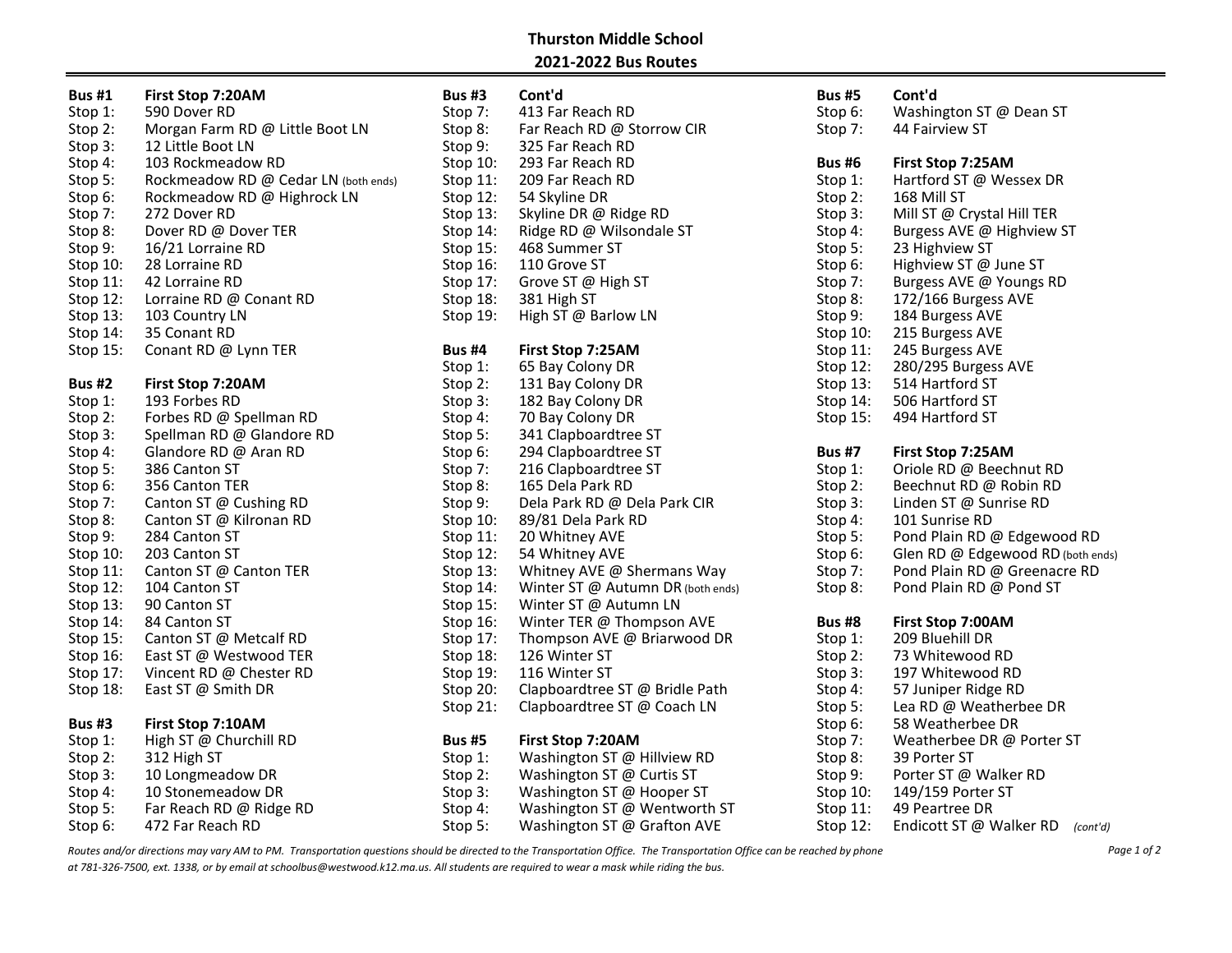# Thurston Middle School

## 2021-2022 Bus Routes

**Bus #1** **First Stop 7:20AM**

Stop 1: 590 Dover RD
Stop 2: Morgan Farm RD @ Little Boot LN
Stop 3: 12 Little Boot LN
Stop 4: 103 Rockmeadow RD
Stop 5: Rockmeadow RD @ Cedar LN (both ends)
Stop 6: Rockmeadow RD @ Highrock LN
Stop 7: 272 Dover RD
Stop 8: Dover RD @ Dover TER
Stop 9: 16/21 Lorraine RD
Stop 10: 28 Lorraine RD
Stop 11: 42 Lorraine RD
Stop 12: Lorraine RD @ Conant RD
Stop 13: 103 Country LN
Stop 14: 35 Conant RD
Stop 15: Conant RD @ Lynn TER

**Bus #2** **First Stop 7:20AM**

Stop 1: 193 Forbes RD
Stop 2: Forbes RD @ Spellman RD
Stop 3: Spellman RD @ Glandore RD
Stop 4: Glandore RD @ Aran RD
Stop 5: 386 Canton ST
Stop 6: 356 Canton TER
Stop 7: Canton ST @ Cushing RD
Stop 8: Canton ST @ Kilronan RD
Stop 9: 284 Canton ST
Stop 10: 203 Canton ST
Stop 11: Canton ST @ Canton TER
Stop 12: 104 Canton ST
Stop 13: 90 Canton ST
Stop 14: 84 Canton ST
Stop 15: Canton ST @ Metcalf RD
Stop 16: East ST @ Westwood TER
Stop 17: Vincent RD @ Chester RD
Stop 18: East ST @ Smith DR

**Bus #3** **First Stop 7:10AM**

Stop 1: High ST @ Churchill RD
Stop 2: 312 High ST
Stop 3: 10 Longmeadow DR
Stop 4: 10 Stonemeadow DR
Stop 5: Far Reach RD @ Ridge RD
Stop 6: 472 Far Reach RD

**Bus #3** **Cont'd**

Stop 7: 413 Far Reach RD
Stop 8: Far Reach RD @ Storrow CIR
Stop 9: 325 Far Reach RD
Stop 10: 293 Far Reach RD
Stop 11: 209 Far Reach RD
Stop 12: 54 Skyline DR
Stop 13: Skyline DR @ Ridge RD
Stop 14: Ridge RD @ Wilsondale ST
Stop 15: 468 Summer ST
Stop 16: 110 Grove ST
Stop 17: Grove ST @ High ST
Stop 18: 381 High ST
Stop 19: High ST @ Barlow LN

**Bus #4** **First Stop 7:25AM**

Stop 1: 65 Bay Colony DR
Stop 2: 131 Bay Colony DR
Stop 3: 182 Bay Colony DR
Stop 4: 70 Bay Colony DR
Stop 5: 341 Clapboardtree ST
Stop 6: 294 Clapboardtree ST
Stop 7: 216 Clapboardtree ST
Stop 8: 165 Dela Park RD
Stop 9: Dela Park RD @ Dela Park CIR
Stop 10: 89/81 Dela Park RD
Stop 11: 20 Whitney AVE
Stop 12: 54 Whitney AVE
Stop 13: Whitney AVE @ Shermans Way
Stop 14: Winter ST @ Autumn DR (both ends)
Stop 15: Winter ST @ Autumn LN
Stop 16: Winter TER @ Thompson AVE
Stop 17: Thompson AVE @ Briarwood DR
Stop 18: 126 Winter ST
Stop 19: 116 Winter ST
Stop 20: Clapboardtree ST @ Bridle Path
Stop 21: Clapboardtree ST @ Coach LN

**Bus #5** **First Stop 7:20AM**

Stop 1: Washington ST @ Hillview RD
Stop 2: Washington ST @ Curtis ST
Stop 3: Washington ST @ Hooper ST
Stop 4: Washington ST @ Wentworth ST
Stop 5: Washington ST @ Grafton AVE

**Bus #5** **Cont'd**

Stop 6: Washington ST @ Dean ST
Stop 7: 44 Fairview ST

**Bus #6** **First Stop 7:25AM**

Stop 1: Hartford ST @ Wessex DR
Stop 2: 168 Mill ST
Stop 3: Mill ST @ Crystal Hill TER
Stop 4: Burgess AVE @ Highview ST
Stop 5: 23 Highview ST
Stop 6: Highview ST @ June ST
Stop 7: Burgess AVE @ Youngs RD
Stop 8: 172/166 Burgess AVE
Stop 9: 184 Burgess AVE
Stop 10: 215 Burgess AVE
Stop 11: 245 Burgess AVE
Stop 12: 280/295 Burgess AVE
Stop 13: 514 Hartford ST
Stop 14: 506 Hartford ST
Stop 15: 494 Hartford ST

**Bus #7** **First Stop 7:25AM**

Stop 1: Oriole RD @ Beechnut RD
Stop 2: Beechnut RD @ Robin RD
Stop 3: Linden ST @ Sunrise RD
Stop 4: 101 Sunrise RD
Stop 5: Pond Plain RD @ Edgewood RD
Stop 6: Glen RD @ Edgewood RD (both ends)
Stop 7: Pond Plain RD @ Greenacre RD
Stop 8: Pond Plain RD @ Pond ST

**Bus #8** **First Stop 7:00AM**

Stop 1: 209 Bluehill DR
Stop 2: 73 Whitewood RD
Stop 3: 197 Whitewood RD
Stop 4: 57 Juniper Ridge RD
Stop 5: Lea RD @ Weatherbee DR
Stop 6: 58 Weatherbee DR
Stop 7: Weatherbee DR @ Porter ST
Stop 8: 39 Porter ST
Stop 9: Porter ST @ Walker RD
Stop 10: 149/159 Porter ST
Stop 11: 49 Peartree DR
Stop 12: Endicott ST @ Walker RD *(cont'd)*

*Routes and/or directions may vary AM to PM. Transportation questions should be directed to the Transportation Office. The Transportation Office can be reached by phone at 781-326-7500, ext. 1338, or by email at schoolbus@westwood.k12.ma.us. All students are required to wear a mask while riding the bus.*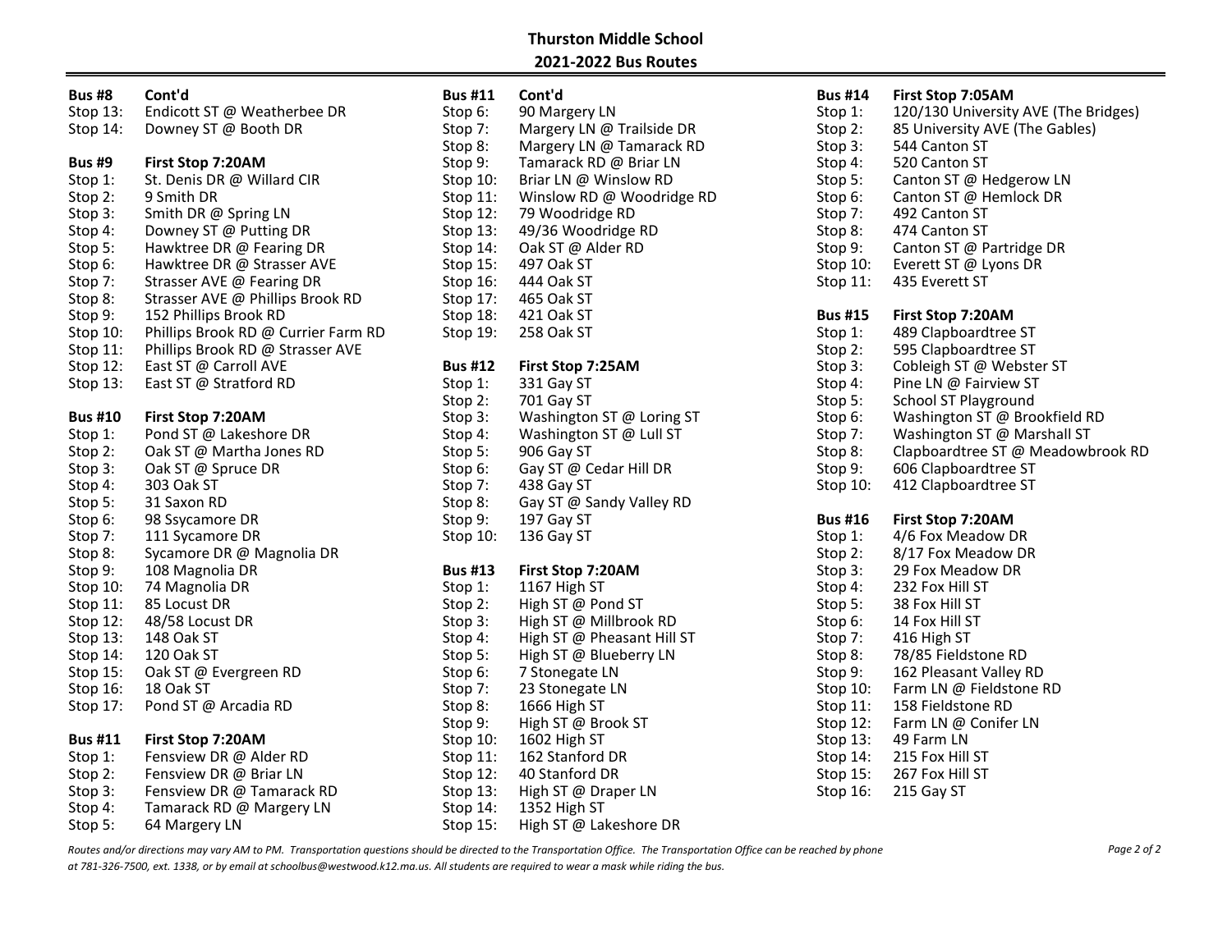# Thurston Middle School

## 2021-2022 Bus Routes

**Bus #8 Cont'd**

Stop 13: Endicott ST @ Weatherbee DR
Stop 14: Downey ST @ Booth DR

**Bus #9 First Stop 7:20AM**

Stop 1: St. Denis DR @ Willard CIR
Stop 2: 9 Smith DR
Stop 3: Smith DR @ Spring LN
Stop 4: Downey ST @ Putting DR
Stop 5: Hawktree DR @ Fearing DR
Stop 6: Hawktree DR @ Strasser AVE
Stop 7: Strasser AVE @ Fearing DR
Stop 8: Strasser AVE @ Phillips Brook RD
Stop 9: 152 Phillips Brook RD
Stop 10: Phillips Brook RD @ Currier Farm RD
Stop 11: Phillips Brook RD @ Strasser AVE
Stop 12: East ST @ Carroll AVE
Stop 13: East ST @ Stratford RD

**Bus #10 First Stop 7:20AM**

Stop 1: Pond ST @ Lakeshore DR
Stop 2: Oak ST @ Martha Jones RD
Stop 3: Oak ST @ Spruce DR
Stop 4: 303 Oak ST
Stop 5: 31 Saxon RD
Stop 6: 98 Ssycamore DR
Stop 7: 111 Sycamore DR
Stop 8: Sycamore DR @ Magnolia DR
Stop 9: 108 Magnolia DR
Stop 10: 74 Magnolia DR
Stop 11: 85 Locust DR
Stop 12: 48/58 Locust DR
Stop 13: 148 Oak ST
Stop 14: 120 Oak ST
Stop 15: Oak ST @ Evergreen RD
Stop 16: 18 Oak ST
Stop 17: Pond ST @ Arcadia RD

**Bus #11 First Stop 7:20AM**

Stop 1: Fensview DR @ Alder RD
Stop 2: Fensview DR @ Briar LN
Stop 3: Fensview DR @ Tamarack RD
Stop 4: Tamarack RD @ Margery LN
Stop 5: 64 Margery LN

**Bus #11 Cont'd**

Stop 6: 90 Margery LN
Stop 7: Margery LN @ Trailside DR
Stop 8: Margery LN @ Tamarack RD
Stop 9: Tamarack RD @ Briar LN
Stop 10: Briar LN @ Winslow RD
Stop 11: Winslow RD @ Woodridge RD
Stop 12: 79 Woodridge RD
Stop 13: 49/36 Woodridge RD
Stop 14: Oak ST @ Alder RD
Stop 15: 497 Oak ST
Stop 16: 444 Oak ST
Stop 17: 465 Oak ST
Stop 18: 421 Oak ST
Stop 19: 258 Oak ST

**Bus #12 First Stop 7:25AM**

Stop 1: 331 Gay ST
Stop 2: 701 Gay ST
Stop 3: Washington ST @ Loring ST
Stop 4: Washington ST @ Lull ST
Stop 5: 906 Gay ST
Stop 6: Gay ST @ Cedar Hill DR
Stop 7: 438 Gay ST
Stop 8: Gay ST @ Sandy Valley RD
Stop 9: 197 Gay ST
Stop 10: 136 Gay ST

**Bus #13 First Stop 7:20AM**

Stop 1: 1167 High ST
Stop 2: High ST @ Pond ST
Stop 3: High ST @ Millbrook RD
Stop 4: High ST @ Pheasant Hill ST
Stop 5: High ST @ Blueberry LN
Stop 6: 7 Stonegate LN
Stop 7: 23 Stonegate LN
Stop 8: 1666 High ST
Stop 9: High ST @ Brook ST
Stop 10: 1602 High ST
Stop 11: 162 Stanford DR
Stop 12: 40 Stanford DR
Stop 13: High ST @ Draper LN
Stop 14: 1352 High ST
Stop 15: High ST @ Lakeshore DR

**Bus #14 First Stop 7:05AM**

Stop 1: 120/130 University AVE (The Bridges)
Stop 2: 85 University AVE (The Gables)
Stop 3: 544 Canton ST
Stop 4: 520 Canton ST
Stop 5: Canton ST @ Hedgerow LN
Stop 6: Canton ST @ Hemlock DR
Stop 7: 492 Canton ST
Stop 8: 474 Canton ST
Stop 9: Canton ST @ Partridge DR
Stop 10: Everett ST @ Lyons DR
Stop 11: 435 Everett ST

**Bus #15 First Stop 7:20AM**

Stop 1: 489 Clapboardtree ST
Stop 2: 595 Clapboardtree ST
Stop 3: Cobleigh ST @ Webster ST
Stop 4: Pine LN @ Fairview ST
Stop 5: School ST Playground
Stop 6: Washington ST @ Brookfield RD
Stop 7: Washington ST @ Marshall ST
Stop 8: Clapboardtree ST @ Meadowbrook RD
Stop 9: 606 Clapboardtree ST
Stop 10: 412 Clapboardtree ST

**Bus #16 First Stop 7:20AM**

Stop 1: 4/6 Fox Meadow DR
Stop 2: 8/17 Fox Meadow DR
Stop 3: 29 Fox Meadow DR
Stop 4: 232 Fox Hill ST
Stop 5: 38 Fox Hill ST
Stop 6: 14 Fox Hill ST
Stop 7: 416 High ST
Stop 8: 78/85 Fieldstone RD
Stop 9: 162 Pleasant Valley RD
Stop 10: Farm LN @ Fieldstone RD
Stop 11: 158 Fieldstone RD
Stop 12: Farm LN @ Conifer LN
Stop 13: 49 Farm LN
Stop 14: 215 Fox Hill ST
Stop 15: 267 Fox Hill ST
Stop 16: 215 Gay ST

*Routes and/or directions may vary AM to PM. Transportation questions should be directed to the Transportation Office. The Transportation Office can be reached by phone at 781-326-7500, ext. 1338, or by email at schoolbus@westwood.k12.ma.us. All students are required to wear a mask while riding the bus.*